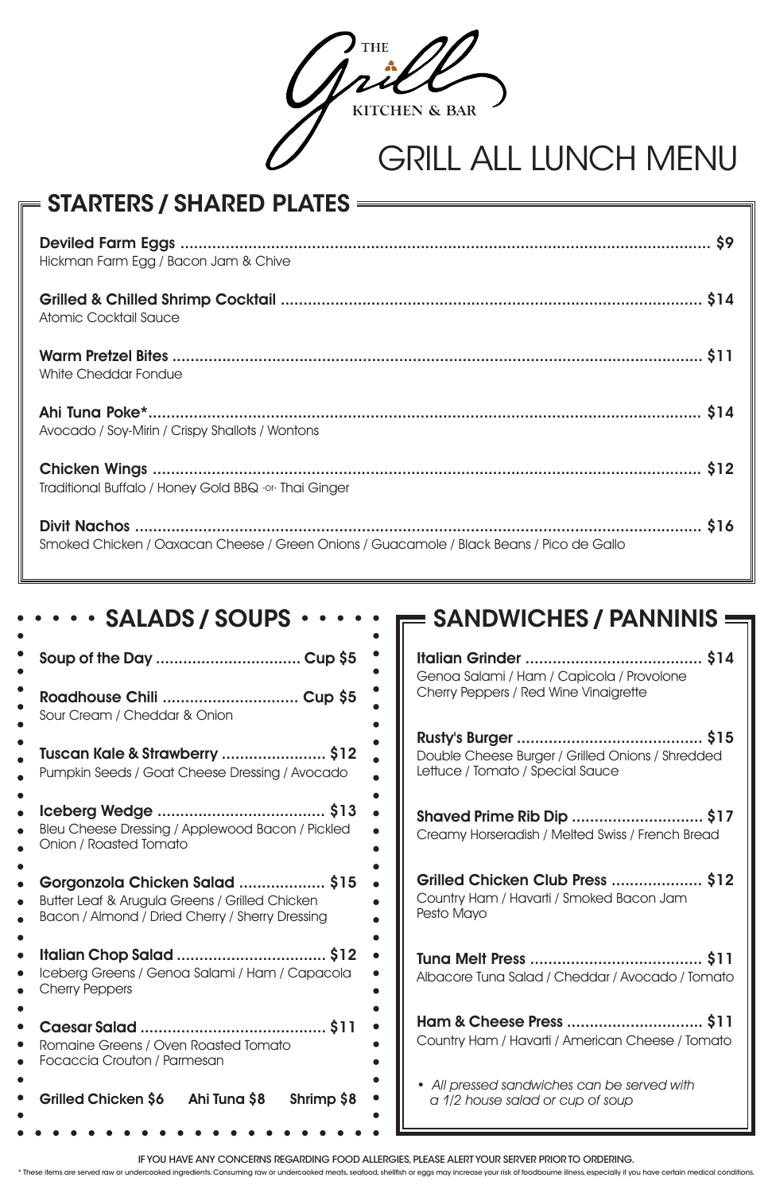THE Grill KITCHEN & BAR

# GRILL ALL LUNCH MENU

## STARTERS / SHARED PLATES

**Deviled Farm Eggs** ........ **$9**
Hickman Farm Egg / Bacon Jam & Chive

**Grilled & Chilled Shrimp Cocktail** ........ **$14**
Atomic Cocktail Sauce

**Warm Pretzel Bites** ........ **$11**
White Cheddar Fondue

**Ahi Tuna Poke*** ........ **$14**
Avocado / Soy-Mirin / Crispy Shallots / Wontons

**Chicken Wings** ........ **$12**
Traditional Buffalo / Honey Gold BBQ -or- Thai Ginger

**Divit Nachos** ........ **$16**
Smoked Chicken / Oaxacan Cheese / Green Onions / Guacamole / Black Beans / Pico de Gallo

## SALADS / SOUPS

**Soup of the Day** ........ **Cup $5**

**Roadhouse Chili** ........ **Cup $5**
Sour Cream / Cheddar & Onion

**Tuscan Kale & Strawberry** ........ **$12**
Pumpkin Seeds / Goat Cheese Dressing / Avocado

**Iceberg Wedge** ........ **$13**
Bleu Cheese Dressing / Applewood Bacon / Pickled Onion / Roasted Tomato

**Gorgonzola Chicken Salad** ........ **$15**
Butter Leaf & Arugula Greens / Grilled Chicken Bacon / Almond / Dried Cherry / Sherry Dressing

**Italian Chop Salad** ........ **$12**
Iceberg Greens / Genoa Salami / Ham / Capacola Cherry Peppers

**Caesar Salad** ........ **$11**
Romaine Greens / Oven Roasted Tomato Focaccia Crouton / Parmesan

**Grilled Chicken $6** **Ahi Tuna $8** **Shrimp $8**

## SANDWICHES / PANNINIS

**Italian Grinder** ........ **$14**
Genoa Salami / Ham / Capicola / Provolone Cherry Peppers / Red Wine Vinaigrette

**Rusty's Burger** ........ **$15**
Double Cheese Burger / Grilled Onions / Shredded Lettuce / Tomato / Special Sauce

**Shaved Prime Rib Dip** ........ **$17**
Creamy Horseradish / Melted Swiss / French Bread

**Grilled Chicken Club Press** ........ **$12**
Country Ham / Havarti / Smoked Bacon Jam Pesto Mayo

**Tuna Melt Press** ........ **$11**
Albacore Tuna Salad / Cheddar / Avocado / Tomato

**Ham & Cheese Press** ........ **$11**
Country Ham / Havarti / American Cheese / Tomato

- *All pressed sandwiches can be served with a 1/2 house salad or cup of soup*

IF YOU HAVE ANY CONCERNS REGARDING FOOD ALLERGIES, PLEASE ALERT YOUR SERVER PRIOR TO ORDERING.

* These items are served raw or undercooked ingredients. Consuming raw or undercooked meats, seafood, shellfish or eggs may increase your risk of foodbourne illness, especially if you have certain medical conditions.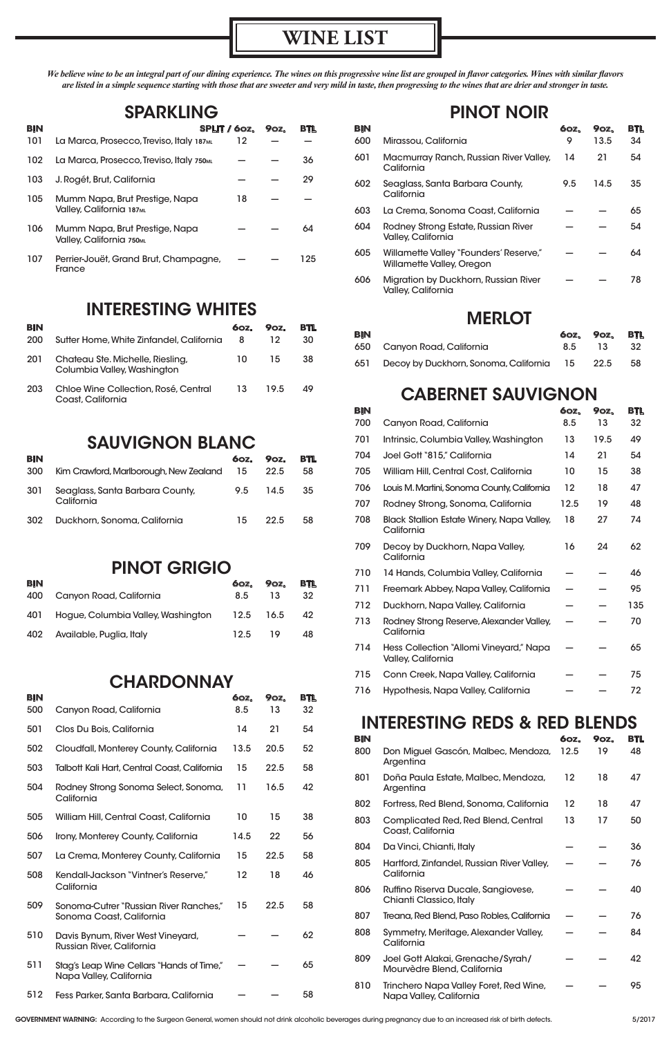# WINE LIST

*We believe wine to be an integral part of our dining experience. The wines on this progressive wine list are grouped in flavor categories. Wines with similar flavors are listed in a simple sequence starting with those that are sweeter and very mild in taste, then progressing to the wines that are drier and stronger in taste.*

## SPARKLING

| BIN | | SPLIT / 6oz. | 9oz. | BTL |
|---|---|---|---|---|
| 101 | La Marca, Prosecco, Treviso, Italy 187ML | 12 | — | — |
| 102 | La Marca, Prosecco, Treviso, Italy 750ML | — | — | 36 |
| 103 | J. Rogét, Brut, California | — | — | 29 |
| 105 | Mumm Napa, Brut Prestige, Napa Valley, California 187ML | 18 | — | — |
| 106 | Mumm Napa, Brut Prestige, Napa Valley, California 750ML | — | — | 64 |
| 107 | Perrier-Jouët, Grand Brut, Champagne, France | — | — | 125 |

## INTERESTING WHITES

| BIN | | 6oz. | 9oz. | BTL |
|---|---|---|---|---|
| 200 | Sutter Home, White Zinfandel, California | 8 | 12 | 30 |
| 201 | Chateau Ste. Michelle, Riesling, Columbia Valley, Washington | 10 | 15 | 38 |
| 203 | Chloe Wine Collection, Rosé, Central Coast, California | 13 | 19.5 | 49 |

## SAUVIGNON BLANC

| BIN | | 6oz. | 9oz. | BTL |
|---|---|---|---|---|
| 300 | Kim Crawford, Marlborough, New Zealand | 15 | 22.5 | 58 |
| 301 | Seaglass, Santa Barbara County, California | 9.5 | 14.5 | 35 |
| 302 | Duckhorn, Sonoma, California | 15 | 22.5 | 58 |

## PINOT GRIGIO

| BIN | | 6oz. | 9oz. | BTL |
|---|---|---|---|---|
| 400 | Canyon Road, California | 8.5 | 13 | 32 |
| 401 | Hogue, Columbia Valley, Washington | 12.5 | 16.5 | 42 |
| 402 | Available, Puglia, Italy | 12.5 | 19 | 48 |

## CHARDONNAY

| BIN | | 6oz. | 9oz. | BTL |
|---|---|---|---|---|
| 500 | Canyon Road, California | 8.5 | 13 | 32 |
| 501 | Clos Du Bois, California | 14 | 21 | 54 |
| 502 | Cloudfall, Monterey County, California | 13.5 | 20.5 | 52 |
| 503 | Talbott Kali Hart, Central Coast, California | 15 | 22.5 | 58 |
| 504 | Rodney Strong Sonoma Select, Sonoma, California | 11 | 16.5 | 42 |
| 505 | William Hill, Central Coast, California | 10 | 15 | 38 |
| 506 | Irony, Monterey County, California | 14.5 | 22 | 56 |
| 507 | La Crema, Monterey County, California | 15 | 22.5 | 58 |
| 508 | Kendall-Jackson "Vintner's Reserve," California | 12 | 18 | 46 |
| 509 | Sonoma-Cutrer "Russian River Ranches," Sonoma Coast, California | 15 | 22.5 | 58 |
| 510 | Davis Bynum, River West Vineyard, Russian River, California | — | — | 62 |
| 511 | Stag's Leap Wine Cellars "Hands of Time," Napa Valley, California | — | — | 65 |
| 512 | Fess Parker, Santa Barbara, California | — | — | 58 |

## PINOT NOIR

| BIN | | 6oz. | 9oz. | BTL |
|---|---|---|---|---|
| 600 | Mirassou, California | 9 | 13.5 | 34 |
| 601 | Macmurray Ranch, Russian River Valley, California | 14 | 21 | 54 |
| 602 | Seaglass, Santa Barbara County, California | 9.5 | 14.5 | 35 |
| 603 | La Crema, Sonoma Coast, California | — | — | 65 |
| 604 | Rodney Strong Estate, Russian River Valley, California | — | — | 54 |
| 605 | Willamette Valley "Founders' Reserve," Willamette Valley, Oregon | — | — | 64 |
| 606 | Migration by Duckhorn, Russian River Valley, California | — | — | 78 |

## MERLOT

| BIN | | 6oz. | 9oz. | BTL |
|---|---|---|---|---|
| 650 | Canyon Road, California | 8.5 | 13 | 32 |
| 651 | Decoy by Duckhorn, Sonoma, California | 15 | 22.5 | 58 |

## CABERNET SAUVIGNON

| BIN | | 6oz. | 9oz. | BTL |
|---|---|---|---|---|
| 700 | Canyon Road, California | 8.5 | 13 | 32 |
| 701 | Intrinsic, Columbia Valley, Washington | 13 | 19.5 | 49 |
| 704 | Joel Gott "815," California | 14 | 21 | 54 |
| 705 | William Hill, Central Cost, California | 10 | 15 | 38 |
| 706 | Louis M. Martini, Sonoma County, California | 12 | 18 | 47 |
| 707 | Rodney Strong, Sonoma, California | 12.5 | 19 | 48 |
| 708 | Black Stallion Estate Winery, Napa Valley, California | 18 | 27 | 74 |
| 709 | Decoy by Duckhorn, Napa Valley, California | 16 | 24 | 62 |
| 710 | 14 Hands, Columbia Valley, California | — | — | 46 |
| 711 | Freemark Abbey, Napa Valley, California | — | — | 95 |
| 712 | Duckhorn, Napa Valley, California | — | — | 135 |
| 713 | Rodney Strong Reserve, Alexander Valley, California | — | — | 70 |
| 714 | Hess Collection "Allomi Vineyard," Napa Valley, California | — | — | 65 |
| 715 | Conn Creek, Napa Valley, California | — | — | 75 |
| 716 | Hypothesis, Napa Valley, California | — | — | 72 |

## INTERESTING REDS & RED BLENDS

| BIN | | 6oz. | 9oz. | BTL |
|---|---|---|---|---|
| 800 | Don Miguel Gascón, Malbec, Mendoza, Argentina | 12.5 | 19 | 48 |
| 801 | Doña Paula Estate, Malbec, Mendoza, Argentina | 12 | 18 | 47 |
| 802 | Fortress, Red Blend, Sonoma, California | 12 | 18 | 47 |
| 803 | Complicated Red, Red Blend, Central Coast, California | 13 | 17 | 50 |
| 804 | Da Vinci, Chianti, Italy | — | — | 36 |
| 805 | Hartford, Zinfandel, Russian River Valley, California | — | — | 76 |
| 806 | Ruffino Riserva Ducale, Sangiovese, Chianti Classico, Italy | — | — | 40 |
| 807 | Treana, Red Blend, Paso Robles, California | — | — | 76 |
| 808 | Symmetry, Meritage, Alexander Valley, California | — | — | 84 |
| 809 | Joel Gott Alakai, Grenache/Syrah/Mourvèdre Blend, California | — | — | 42 |
| 810 | Trinchero Napa Valley Foret, Red Wine, Napa Valley, California | — | — | 95 |

**GOVERNMENT WARNING:** According to the Surgeon General, women should not drink alcoholic beverages during pregnancy due to an increased risk of birth defects.

5/2017